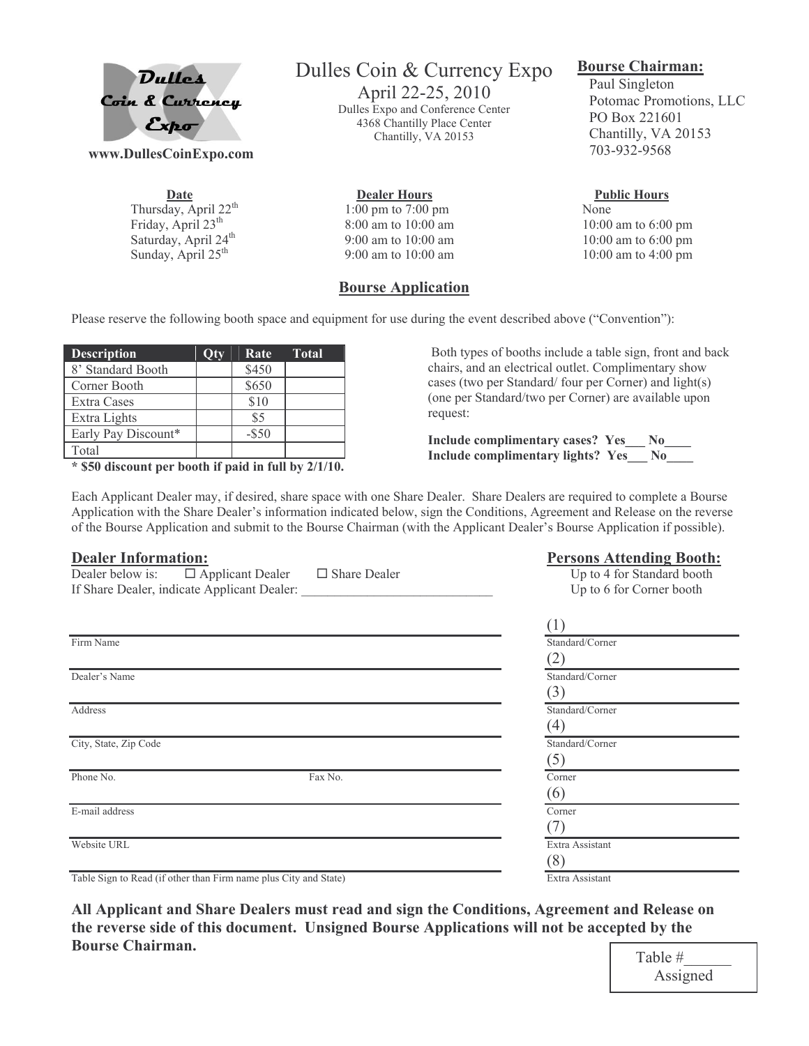Dulles Coin & Currency Expo

www.DullesCoinExpo.com

# Dulles Coin & Currency Expo

April 22-25, 2010
Dulles Expo and Conference Center
4368 Chantilly Place Center
Chantilly, VA 20153

**Bourse Chairman:**
Paul Singleton
Potomac Promotions, LLC
PO Box 221601
Chantilly, VA 20153
703-932-9568

| Date | Dealer Hours | Public Hours |
|---|---|---|
| Thursday, April 22th | 1:00 pm to 7:00 pm | None |
| Friday, April 23th | 8:00 am to 10:00 am | 10:00 am to 6:00 pm |
| Saturday, April 24th | 9:00 am to 10:00 am | 10:00 am to 6:00 pm |
| Sunday, April 25th | 9:00 am to 10:00 am | 10:00 am to 4:00 pm |

## Bourse Application

Please reserve the following booth space and equipment for use during the event described above ("Convention"):

| Description | Qty | Rate | Total |
|---|---|---|---|
| 8' Standard Booth | | $450 | |
| Corner Booth | | $650 | |
| Extra Cases | | $10 | |
| Extra Lights | | $5 | |
| Early Pay Discount* | | -$50 | |
| Total | | | |

**\* $50 discount per booth if paid in full by 2/1/10.**

Both types of booths include a table sign, front and back chairs, and an electrical outlet. Complimentary show cases (two per Standard/ four per Corner) and light(s) (one per Standard/two per Corner) are available upon request:

**Include complimentary cases? Yes___ No____**
**Include complimentary lights? Yes___ No____**

Each Applicant Dealer may, if desired, share space with one Share Dealer. Share Dealers are required to complete a Bourse Application with the Share Dealer's information indicated below, sign the Conditions, Agreement and Release on the reverse of the Bourse Application and submit to the Bourse Chairman (with the Applicant Dealer's Bourse Application if possible).

**Dealer Information:**

Dealer below is: ☐ Applicant Dealer ☐ Share Dealer
If Share Dealer, indicate Applicant Dealer: ____________________________

Firm Name: ____________________________

Dealer's Name: ____________________________

Address: ____________________________

City, State, Zip Code: ____________________________

Phone No.: ______________ Fax No.: ______________

E-mail address: ____________________________

Website URL: ____________________________

Table Sign to Read (if other than Firm name plus City and State): ____________________________

**Persons Attending Booth:**
Up to 4 for Standard booth
Up to 6 for Corner booth

(1) ______________ Standard/Corner
(2) ______________ Standard/Corner
(3) ______________ Standard/Corner
(4) ______________ Standard/Corner
(5) ______________ Corner
(6) ______________ Corner
(7) ______________ Extra Assistant
(8) ______________ Extra Assistant

**All Applicant and Share Dealers must read and sign the Conditions, Agreement and Release on the reverse side of this document. Unsigned Bourse Applications will not be accepted by the Bourse Chairman.**

Table #______ Assigned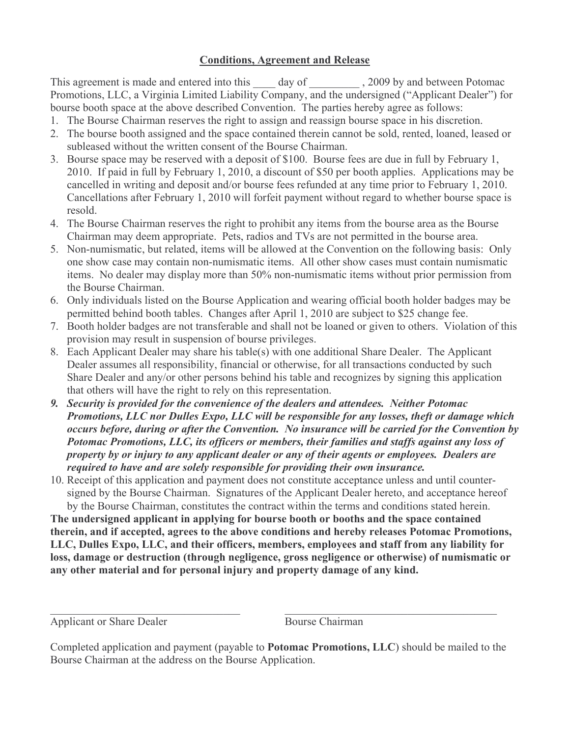**<u>Conditions, Agreement and Release</u>**

This agreement is made and entered into this ____ day of _________ , 2009 by and between Potomac Promotions, LLC, a Virginia Limited Liability Company, and the undersigned ("Applicant Dealer") for bourse booth space at the above described Convention. The parties hereby agree as follows:

1. The Bourse Chairman reserves the right to assign and reassign bourse space in his discretion.
2. The bourse booth assigned and the space contained therein cannot be sold, rented, loaned, leased or subleased without the written consent of the Bourse Chairman.
3. Bourse space may be reserved with a deposit of $100. Bourse fees are due in full by February 1, 2010. If paid in full by February 1, 2010, a discount of $50 per booth applies. Applications may be cancelled in writing and deposit and/or bourse fees refunded at any time prior to February 1, 2010. Cancellations after February 1, 2010 will forfeit payment without regard to whether bourse space is resold.
4. The Bourse Chairman reserves the right to prohibit any items from the bourse area as the Bourse Chairman may deem appropriate. Pets, radios and TVs are not permitted in the bourse area.
5. Non-numismatic, but related, items will be allowed at the Convention on the following basis: Only one show case may contain non-numismatic items. All other show cases must contain numismatic items. No dealer may display more than 50% non-numismatic items without prior permission from the Bourse Chairman.
6. Only individuals listed on the Bourse Application and wearing official booth holder badges may be permitted behind booth tables. Changes after April 1, 2010 are subject to $25 change fee.
7. Booth holder badges are not transferable and shall not be loaned or given to others. Violation of this provision may result in suspension of bourse privileges.
8. Each Applicant Dealer may share his table(s) with one additional Share Dealer. The Applicant Dealer assumes all responsibility, financial or otherwise, for all transactions conducted by such Share Dealer and any/or other persons behind his table and recognizes by signing this application that others will have the right to rely on this representation.
9. ***Security is provided for the convenience of the dealers and attendees. Neither Potomac Promotions, LLC nor Dulles Expo, LLC will be responsible for any losses, theft or damage which occurs before, during or after the Convention. No insurance will be carried for the Convention by Potomac Promotions, LLC, its officers or members, their families and staffs against any loss of property by or injury to any applicant dealer or any of their agents or employees. Dealers are required to have and are solely responsible for providing their own insurance.***
10. Receipt of this application and payment does not constitute acceptance unless and until counter-signed by the Bourse Chairman. Signatures of the Applicant Dealer hereto, and acceptance hereof by the Bourse Chairman, constitutes the contract within the terms and conditions stated herein.

**The undersigned applicant in applying for bourse booth or booths and the space contained therein, and if accepted, agrees to the above conditions and hereby releases Potomac Promotions, LLC, Dulles Expo, LLC, and their officers, members, employees and staff from any liability for loss, damage or destruction (through negligence, gross negligence or otherwise) of numismatic or any other material and for personal injury and property damage of any kind.**

\_\_\_\_\_\_\_\_\_\_\_\_\_\_\_\_\_\_\_\_\_\_\_\_\_\_\_\_\_\_\_\_\_\_\_\_\_\_\_\_ \_\_\_\_\_\_\_\_\_\_\_\_\_\_\_\_\_\_\_\_\_\_\_\_\_\_\_\_\_\_\_\_\_\_\_\_\_\_\_\_

Applicant or Share Dealer                    Bourse Chairman

Completed application and payment (payable to **Potomac Promotions, LLC**) should be mailed to the Bourse Chairman at the address on the Bourse Application.